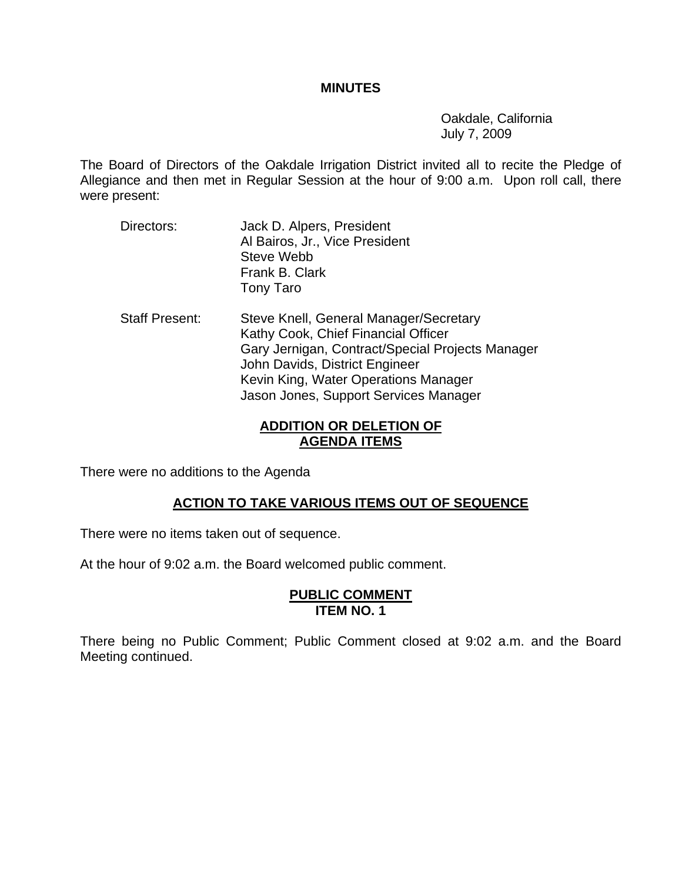# MINUTES

Oakdale, California
July 7, 2009

The Board of Directors of the Oakdale Irrigation District invited all to recite the Pledge of Allegiance and then met in Regular Session at the hour of 9:00 a.m. Upon roll call, there were present:

Directors:

- Jack D. Alpers, President
- Al Bairos, Jr., Vice President
- Steve Webb
- Frank B. Clark
- Tony Taro

Staff Present:

- Steve Knell, General Manager/Secretary
- Kathy Cook, Chief Financial Officer
- Gary Jernigan, Contract/Special Projects Manager
- John Davids, District Engineer
- Kevin King, Water Operations Manager
- Jason Jones, Support Services Manager

## ADDITION OR DELETION OF AGENDA ITEMS

There were no additions to the Agenda

## ACTION TO TAKE VARIOUS ITEMS OUT OF SEQUENCE

There were no items taken out of sequence.

At the hour of 9:02 a.m. the Board welcomed public comment.

## PUBLIC COMMENT ITEM NO. 1

There being no Public Comment; Public Comment closed at 9:02 a.m. and the Board Meeting continued.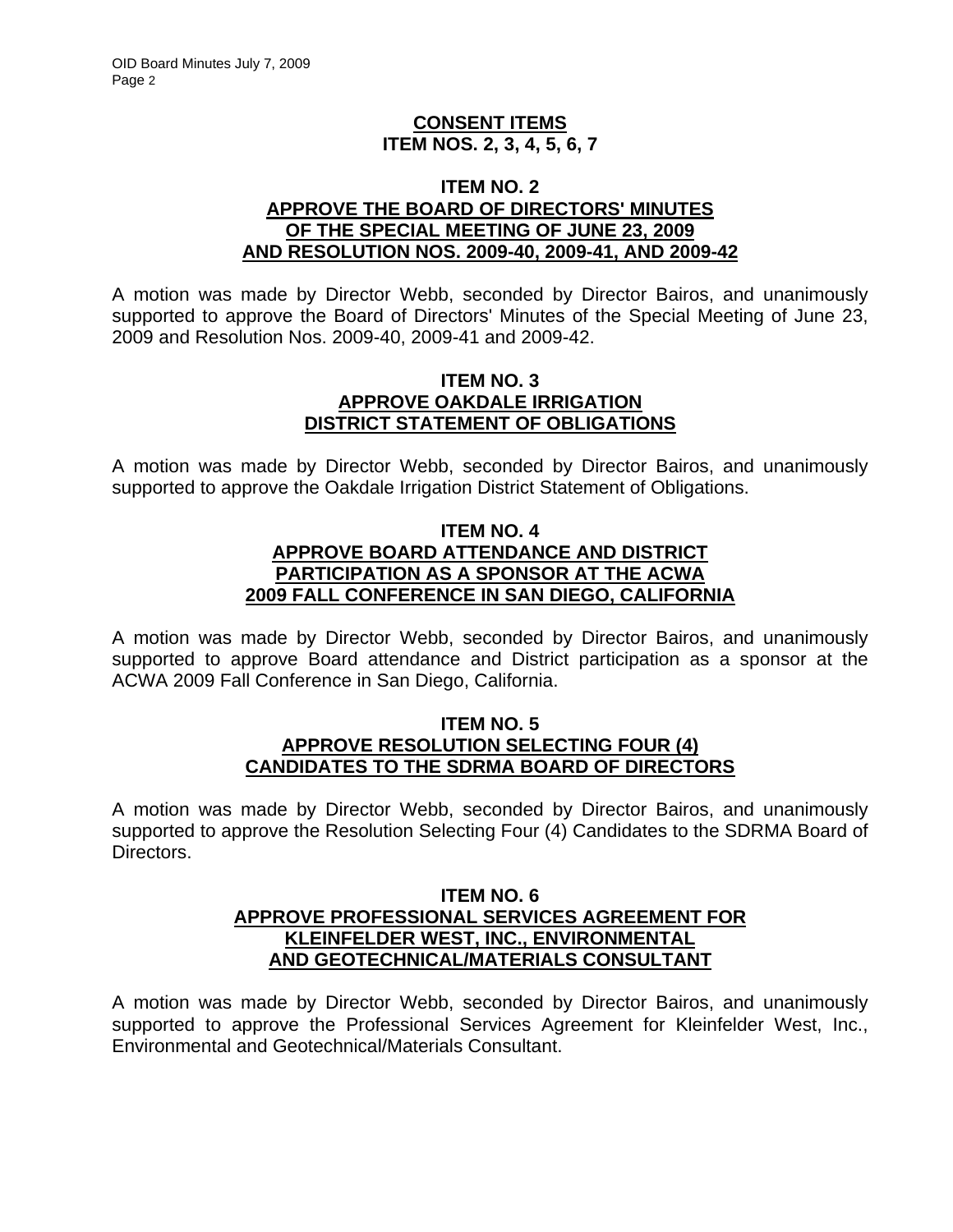## CONSENT ITEMS
## ITEM NOS. 2, 3, 4, 5, 6, 7

### ITEM NO. 2
### APPROVE THE BOARD OF DIRECTORS' MINUTES OF THE SPECIAL MEETING OF JUNE 23, 2009 AND RESOLUTION NOS. 2009-40, 2009-41, AND 2009-42

A motion was made by Director Webb, seconded by Director Bairos, and unanimously supported to approve the Board of Directors' Minutes of the Special Meeting of June 23, 2009 and Resolution Nos. 2009-40, 2009-41 and 2009-42.

### ITEM NO. 3
### APPROVE OAKDALE IRRIGATION DISTRICT STATEMENT OF OBLIGATIONS

A motion was made by Director Webb, seconded by Director Bairos, and unanimously supported to approve the Oakdale Irrigation District Statement of Obligations.

### ITEM NO. 4
### APPROVE BOARD ATTENDANCE AND DISTRICT PARTICIPATION AS A SPONSOR AT THE ACWA 2009 FALL CONFERENCE IN SAN DIEGO, CALIFORNIA

A motion was made by Director Webb, seconded by Director Bairos, and unanimously supported to approve Board attendance and District participation as a sponsor at the ACWA 2009 Fall Conference in San Diego, California.

### ITEM NO. 5
### APPROVE RESOLUTION SELECTING FOUR (4) CANDIDATES TO THE SDRMA BOARD OF DIRECTORS

A motion was made by Director Webb, seconded by Director Bairos, and unanimously supported to approve the Resolution Selecting Four (4) Candidates to the SDRMA Board of Directors.

### ITEM NO. 6
### APPROVE PROFESSIONAL SERVICES AGREEMENT FOR KLEINFELDER WEST, INC., ENVIRONMENTAL AND GEOTECHNICAL/MATERIALS CONSULTANT

A motion was made by Director Webb, seconded by Director Bairos, and unanimously supported to approve the Professional Services Agreement for Kleinfelder West, Inc., Environmental and Geotechnical/Materials Consultant.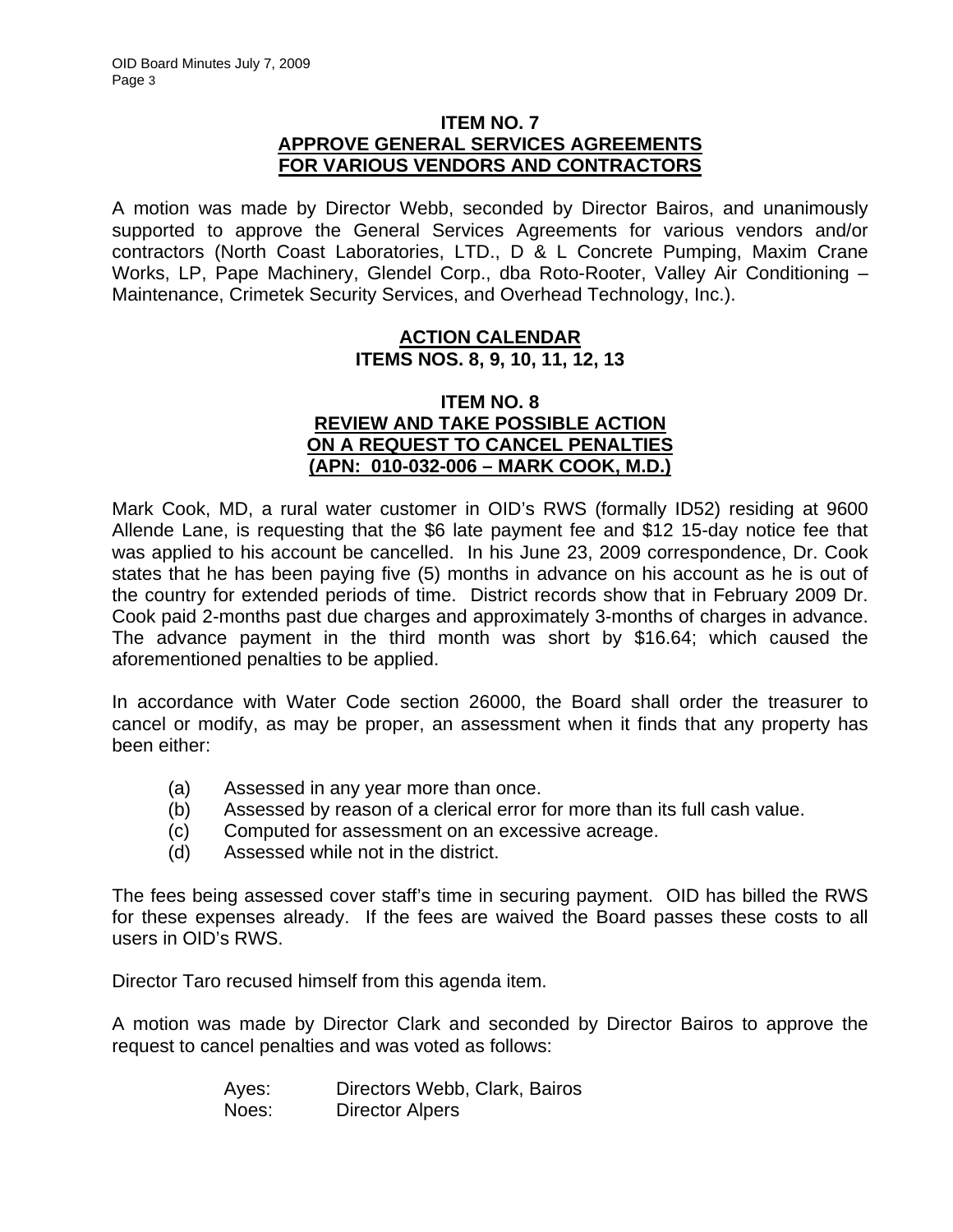**ITEM NO. 7**
**APPROVE GENERAL SERVICES AGREEMENTS FOR VARIOUS VENDORS AND CONTRACTORS**

A motion was made by Director Webb, seconded by Director Bairos, and unanimously supported to approve the General Services Agreements for various vendors and/or contractors (North Coast Laboratories, LTD., D & L Concrete Pumping, Maxim Crane Works, LP, Pape Machinery, Glendel Corp., dba Roto-Rooter, Valley Air Conditioning – Maintenance, Crimetek Security Services, and Overhead Technology, Inc.).

**ACTION CALENDAR**
**ITEMS NOS. 8, 9, 10, 11, 12, 13**

**ITEM NO. 8**
**REVIEW AND TAKE POSSIBLE ACTION ON A REQUEST TO CANCEL PENALTIES (APN: 010-032-006 – MARK COOK, M.D.)**

Mark Cook, MD, a rural water customer in OID's RWS (formally ID52) residing at 9600 Allende Lane, is requesting that the $6 late payment fee and $12 15-day notice fee that was applied to his account be cancelled. In his June 23, 2009 correspondence, Dr. Cook states that he has been paying five (5) months in advance on his account as he is out of the country for extended periods of time. District records show that in February 2009 Dr. Cook paid 2-months past due charges and approximately 3-months of charges in advance. The advance payment in the third month was short by $16.64; which caused the aforementioned penalties to be applied.

In accordance with Water Code section 26000, the Board shall order the treasurer to cancel or modify, as may be proper, an assessment when it finds that any property has been either:

(a) Assessed in any year more than once.
(b) Assessed by reason of a clerical error for more than its full cash value.
(c) Computed for assessment on an excessive acreage.
(d) Assessed while not in the district.

The fees being assessed cover staff's time in securing payment. OID has billed the RWS for these expenses already. If the fees are waived the Board passes these costs to all users in OID's RWS.

Director Taro recused himself from this agenda item.

A motion was made by Director Clark and seconded by Director Bairos to approve the request to cancel penalties and was voted as follows:

Ayes: Directors Webb, Clark, Bairos
Noes: Director Alpers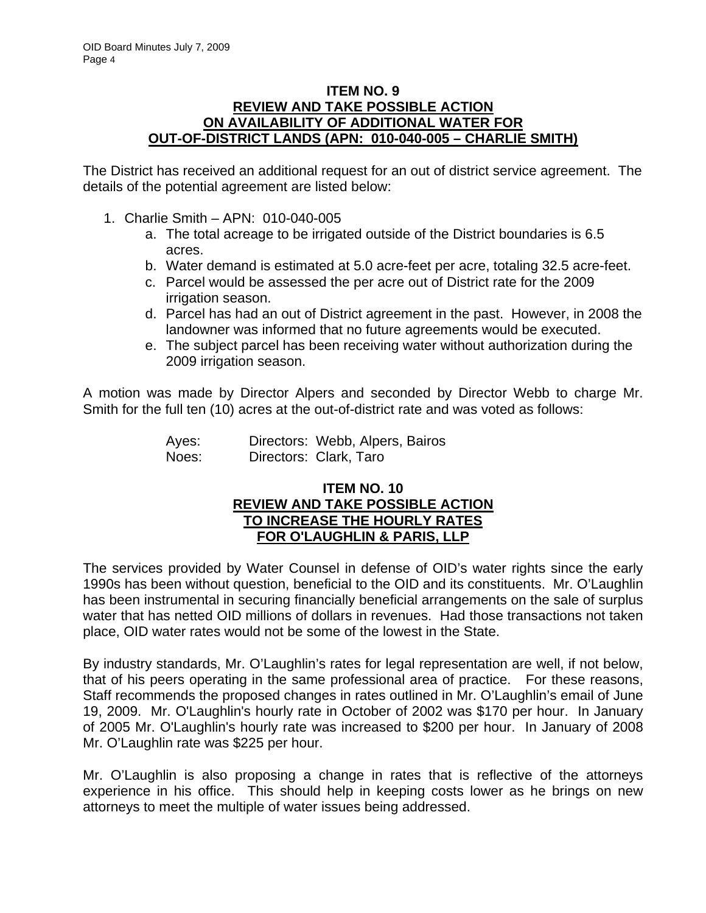## ITEM NO. 9
## REVIEW AND TAKE POSSIBLE ACTION ON AVAILABILITY OF ADDITIONAL WATER FOR OUT-OF-DISTRICT LANDS (APN: 010-040-005 – CHARLIE SMITH)

The District has received an additional request for an out of district service agreement. The details of the potential agreement are listed below:

1. Charlie Smith – APN: 010-040-005
   a. The total acreage to be irrigated outside of the District boundaries is 6.5 acres.
   b. Water demand is estimated at 5.0 acre-feet per acre, totaling 32.5 acre-feet.
   c. Parcel would be assessed the per acre out of District rate for the 2009 irrigation season.
   d. Parcel has had an out of District agreement in the past. However, in 2008 the landowner was informed that no future agreements would be executed.
   e. The subject parcel has been receiving water without authorization during the 2009 irrigation season.

A motion was made by Director Alpers and seconded by Director Webb to charge Mr. Smith for the full ten (10) acres at the out-of-district rate and was voted as follows:

Ayes: Directors: Webb, Alpers, Bairos
Noes: Directors: Clark, Taro

## ITEM NO. 10
## REVIEW AND TAKE POSSIBLE ACTION TO INCREASE THE HOURLY RATES FOR O'LAUGHLIN & PARIS, LLP

The services provided by Water Counsel in defense of OID's water rights since the early 1990s has been without question, beneficial to the OID and its constituents. Mr. O'Laughlin has been instrumental in securing financially beneficial arrangements on the sale of surplus water that has netted OID millions of dollars in revenues. Had those transactions not taken place, OID water rates would not be some of the lowest in the State.

By industry standards, Mr. O'Laughlin's rates for legal representation are well, if not below, that of his peers operating in the same professional area of practice. For these reasons, Staff recommends the proposed changes in rates outlined in Mr. O'Laughlin's email of June 19, 2009. Mr. O'Laughlin's hourly rate in October of 2002 was $170 per hour. In January of 2005 Mr. O'Laughlin's hourly rate was increased to $200 per hour. In January of 2008 Mr. O'Laughlin rate was $225 per hour.

Mr. O'Laughlin is also proposing a change in rates that is reflective of the attorneys experience in his office. This should help in keeping costs lower as he brings on new attorneys to meet the multiple of water issues being addressed.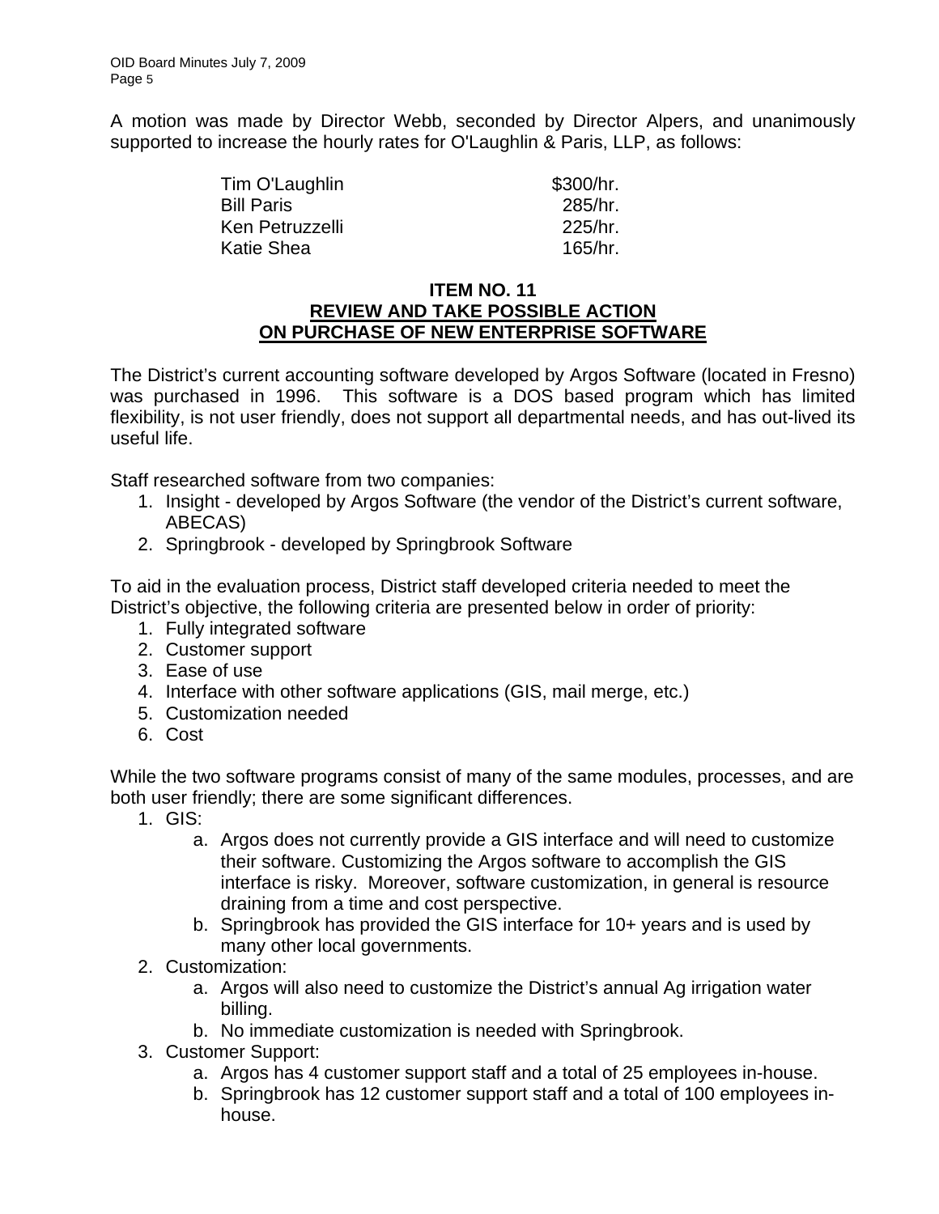A motion was made by Director Webb, seconded by Director Alpers, and unanimously supported to increase the hourly rates for O'Laughlin & Paris, LLP, as follows:

| | |
|---|---|
| Tim O'Laughlin | $300/hr. |
| Bill Paris | 285/hr. |
| Ken Petruzzelli | 225/hr. |
| Katie Shea | 165/hr. |

### ITEM NO. 11
### REVIEW AND TAKE POSSIBLE ACTION ON PURCHASE OF NEW ENTERPRISE SOFTWARE

The District's current accounting software developed by Argos Software (located in Fresno) was purchased in 1996. This software is a DOS based program which has limited flexibility, is not user friendly, does not support all departmental needs, and has out-lived its useful life.

Staff researched software from two companies:

1. Insight - developed by Argos Software (the vendor of the District's current software, ABECAS)
2. Springbrook - developed by Springbrook Software

To aid in the evaluation process, District staff developed criteria needed to meet the District's objective, the following criteria are presented below in order of priority:

1. Fully integrated software
2. Customer support
3. Ease of use
4. Interface with other software applications (GIS, mail merge, etc.)
5. Customization needed
6. Cost

While the two software programs consist of many of the same modules, processes, and are both user friendly; there are some significant differences.

1. GIS:
   a. Argos does not currently provide a GIS interface and will need to customize their software. Customizing the Argos software to accomplish the GIS interface is risky. Moreover, software customization, in general is resource draining from a time and cost perspective.
   b. Springbrook has provided the GIS interface for 10+ years and is used by many other local governments.
2. Customization:
   a. Argos will also need to customize the District's annual Ag irrigation water billing.
   b. No immediate customization is needed with Springbrook.
3. Customer Support:
   a. Argos has 4 customer support staff and a total of 25 employees in-house.
   b. Springbrook has 12 customer support staff and a total of 100 employees in-house.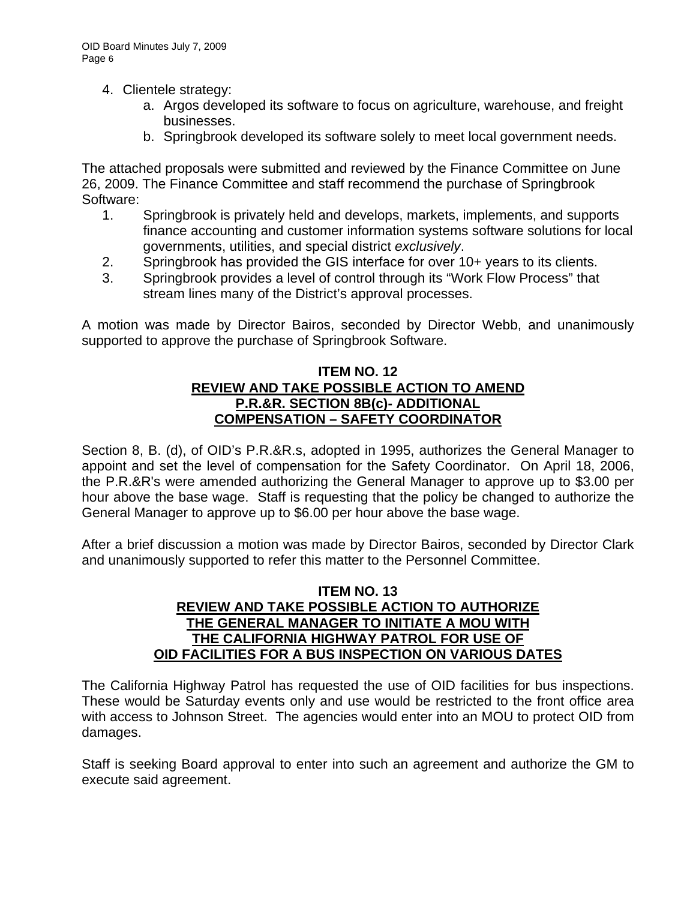4. Clientele strategy:
    a. Argos developed its software to focus on agriculture, warehouse, and freight businesses.
    b. Springbrook developed its software solely to meet local government needs.

The attached proposals were submitted and reviewed by the Finance Committee on June 26, 2009. The Finance Committee and staff recommend the purchase of Springbrook Software:

1. Springbrook is privately held and develops, markets, implements, and supports finance accounting and customer information systems software solutions for local governments, utilities, and special district *exclusively*.
2. Springbrook has provided the GIS interface for over 10+ years to its clients.
3. Springbrook provides a level of control through its "Work Flow Process" that stream lines many of the District's approval processes.

A motion was made by Director Bairos, seconded by Director Webb, and unanimously supported to approve the purchase of Springbrook Software.

### ITEM NO. 12
### REVIEW AND TAKE POSSIBLE ACTION TO AMEND P.R.&R. SECTION 8B(c)- ADDITIONAL COMPENSATION – SAFETY COORDINATOR

Section 8, B. (d), of OID's P.R.&R.s, adopted in 1995, authorizes the General Manager to appoint and set the level of compensation for the Safety Coordinator. On April 18, 2006, the P.R.&R's were amended authorizing the General Manager to approve up to $3.00 per hour above the base wage. Staff is requesting that the policy be changed to authorize the General Manager to approve up to $6.00 per hour above the base wage.

After a brief discussion a motion was made by Director Bairos, seconded by Director Clark and unanimously supported to refer this matter to the Personnel Committee.

### ITEM NO. 13
### REVIEW AND TAKE POSSIBLE ACTION TO AUTHORIZE THE GENERAL MANAGER TO INITIATE A MOU WITH THE CALIFORNIA HIGHWAY PATROL FOR USE OF OID FACILITIES FOR A BUS INSPECTION ON VARIOUS DATES

The California Highway Patrol has requested the use of OID facilities for bus inspections. These would be Saturday events only and use would be restricted to the front office area with access to Johnson Street. The agencies would enter into an MOU to protect OID from damages.

Staff is seeking Board approval to enter into such an agreement and authorize the GM to execute said agreement.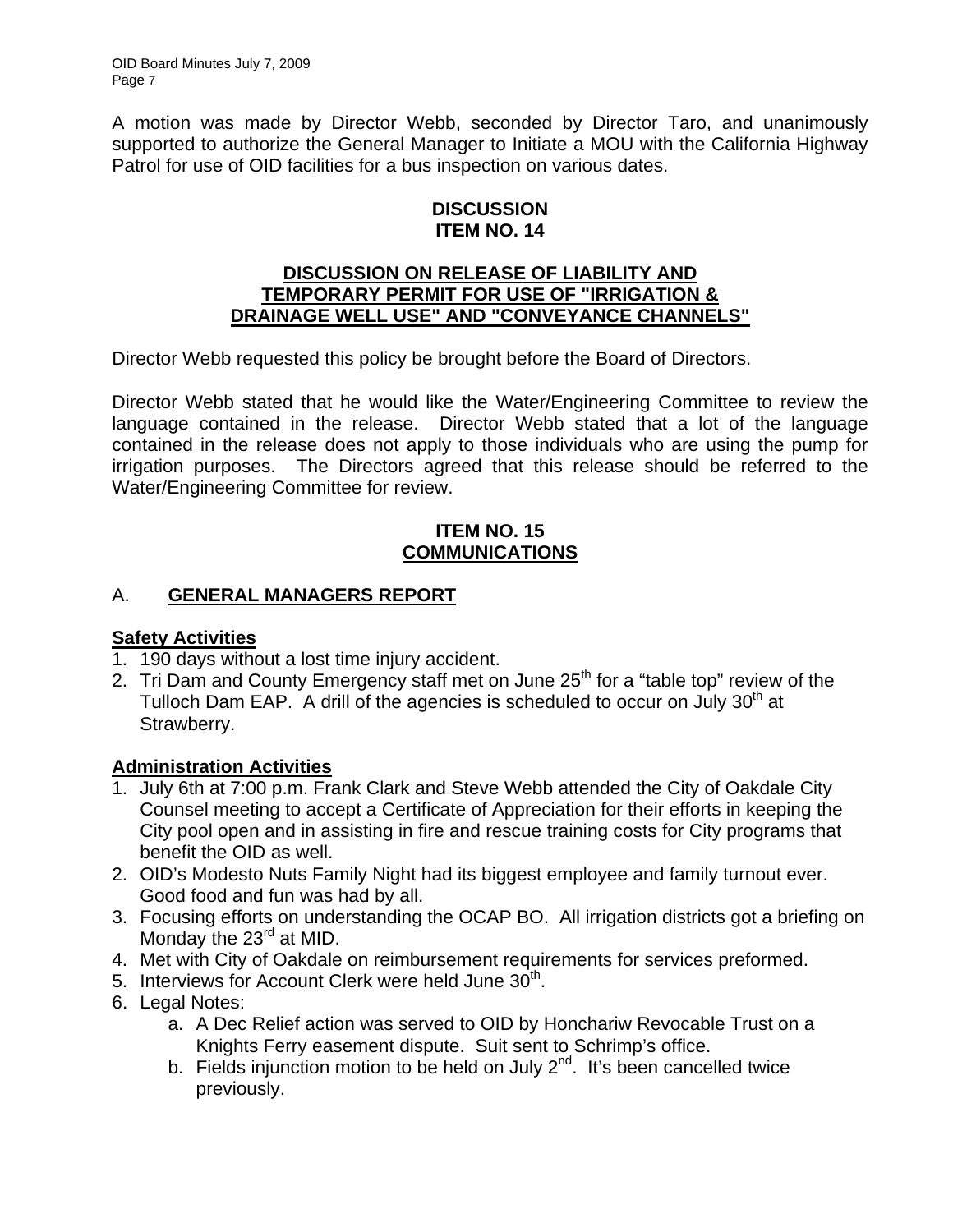A motion was made by Director Webb, seconded by Director Taro, and unanimously supported to authorize the General Manager to Initiate a MOU with the California Highway Patrol for use of OID facilities for a bus inspection on various dates.

## DISCUSSION
## ITEM NO. 14

### DISCUSSION ON RELEASE OF LIABILITY AND TEMPORARY PERMIT FOR USE OF "IRRIGATION & DRAINAGE WELL USE" AND "CONVEYANCE CHANNELS"

Director Webb requested this policy be brought before the Board of Directors.

Director Webb stated that he would like the Water/Engineering Committee to review the language contained in the release. Director Webb stated that a lot of the language contained in the release does not apply to those individuals who are using the pump for irrigation purposes. The Directors agreed that this release should be referred to the Water/Engineering Committee for review.

## ITEM NO. 15
## COMMUNICATIONS

### A. GENERAL MANAGERS REPORT

**Safety Activities**

1. 190 days without a lost time injury accident.
2. Tri Dam and County Emergency staff met on June 25th for a "table top" review of the Tulloch Dam EAP. A drill of the agencies is scheduled to occur on July 30th at Strawberry.

**Administration Activities**

1. July 6th at 7:00 p.m. Frank Clark and Steve Webb attended the City of Oakdale City Counsel meeting to accept a Certificate of Appreciation for their efforts in keeping the City pool open and in assisting in fire and rescue training costs for City programs that benefit the OID as well.
2. OID's Modesto Nuts Family Night had its biggest employee and family turnout ever. Good food and fun was had by all.
3. Focusing efforts on understanding the OCAP BO. All irrigation districts got a briefing on Monday the 23rd at MID.
4. Met with City of Oakdale on reimbursement requirements for services preformed.
5. Interviews for Account Clerk were held June 30th.
6. Legal Notes:
    a. A Dec Relief action was served to OID by Honchariw Revocable Trust on a Knights Ferry easement dispute. Suit sent to Schrimp's office.
    b. Fields injunction motion to be held on July 2nd. It's been cancelled twice previously.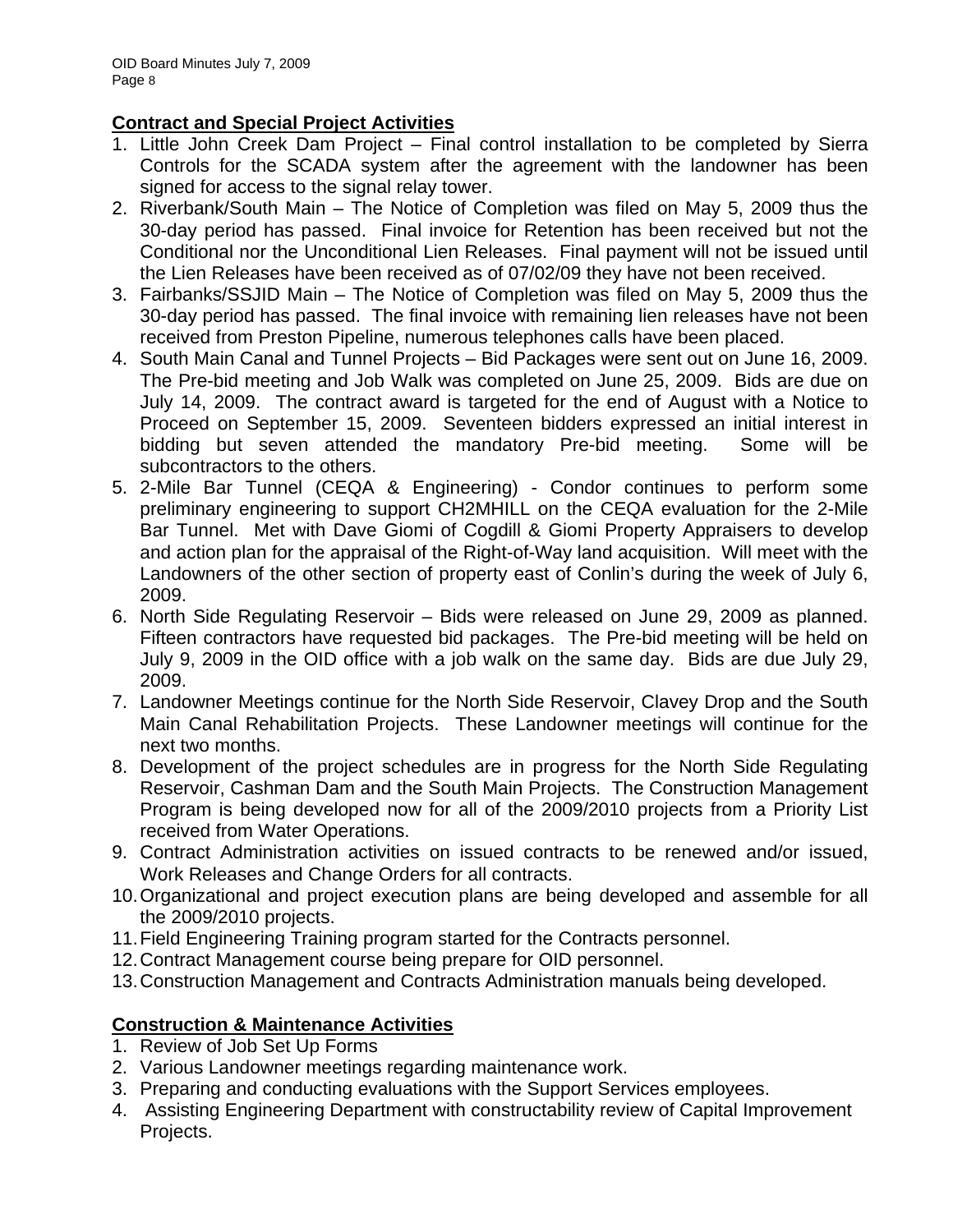## Contract and Special Project Activities

1. Little John Creek Dam Project – Final control installation to be completed by Sierra Controls for the SCADA system after the agreement with the landowner has been signed for access to the signal relay tower.
2. Riverbank/South Main – The Notice of Completion was filed on May 5, 2009 thus the 30-day period has passed. Final invoice for Retention has been received but not the Conditional nor the Unconditional Lien Releases. Final payment will not be issued until the Lien Releases have been received as of 07/02/09 they have not been received.
3. Fairbanks/SSJID Main – The Notice of Completion was filed on May 5, 2009 thus the 30-day period has passed. The final invoice with remaining lien releases have not been received from Preston Pipeline, numerous telephones calls have been placed.
4. South Main Canal and Tunnel Projects – Bid Packages were sent out on June 16, 2009. The Pre-bid meeting and Job Walk was completed on June 25, 2009. Bids are due on July 14, 2009. The contract award is targeted for the end of August with a Notice to Proceed on September 15, 2009. Seventeen bidders expressed an initial interest in bidding but seven attended the mandatory Pre-bid meeting. Some will be subcontractors to the others.
5. 2-Mile Bar Tunnel (CEQA & Engineering) - Condor continues to perform some preliminary engineering to support CH2MHILL on the CEQA evaluation for the 2-Mile Bar Tunnel. Met with Dave Giomi of Cogdill & Giomi Property Appraisers to develop and action plan for the appraisal of the Right-of-Way land acquisition. Will meet with the Landowners of the other section of property east of Conlin's during the week of July 6, 2009.
6. North Side Regulating Reservoir – Bids were released on June 29, 2009 as planned. Fifteen contractors have requested bid packages. The Pre-bid meeting will be held on July 9, 2009 in the OID office with a job walk on the same day. Bids are due July 29, 2009.
7. Landowner Meetings continue for the North Side Reservoir, Clavey Drop and the South Main Canal Rehabilitation Projects. These Landowner meetings will continue for the next two months.
8. Development of the project schedules are in progress for the North Side Regulating Reservoir, Cashman Dam and the South Main Projects. The Construction Management Program is being developed now for all of the 2009/2010 projects from a Priority List received from Water Operations.
9. Contract Administration activities on issued contracts to be renewed and/or issued, Work Releases and Change Orders for all contracts.
10. Organizational and project execution plans are being developed and assemble for all the 2009/2010 projects.
11. Field Engineering Training program started for the Contracts personnel.
12. Contract Management course being prepare for OID personnel.
13. Construction Management and Contracts Administration manuals being developed.

## Construction & Maintenance Activities

1. Review of Job Set Up Forms
2. Various Landowner meetings regarding maintenance work.
3. Preparing and conducting evaluations with the Support Services employees.
4. Assisting Engineering Department with constructability review of Capital Improvement Projects.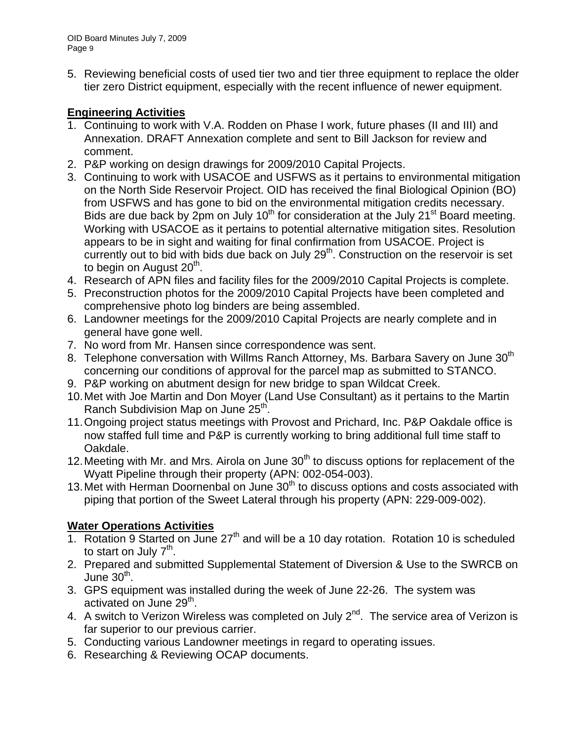5. Reviewing beneficial costs of used tier two and tier three equipment to replace the older tier zero District equipment, especially with the recent influence of newer equipment.

**Engineering Activities**

1. Continuing to work with V.A. Rodden on Phase I work, future phases (II and III) and Annexation. DRAFT Annexation complete and sent to Bill Jackson for review and comment.
2. P&P working on design drawings for 2009/2010 Capital Projects.
3. Continuing to work with USACOE and USFWS as it pertains to environmental mitigation on the North Side Reservoir Project. OID has received the final Biological Opinion (BO) from USFWS and has gone to bid on the environmental mitigation credits necessary. Bids are due back by 2pm on July 10th for consideration at the July 21st Board meeting. Working with USACOE as it pertains to potential alternative mitigation sites. Resolution appears to be in sight and waiting for final confirmation from USACOE. Project is currently out to bid with bids due back on July 29th. Construction on the reservoir is set to begin on August 20th.
4. Research of APN files and facility files for the 2009/2010 Capital Projects is complete.
5. Preconstruction photos for the 2009/2010 Capital Projects have been completed and comprehensive photo log binders are being assembled.
6. Landowner meetings for the 2009/2010 Capital Projects are nearly complete and in general have gone well.
7. No word from Mr. Hansen since correspondence was sent.
8. Telephone conversation with Willms Ranch Attorney, Ms. Barbara Savery on June 30th concerning our conditions of approval for the parcel map as submitted to STANCO.
9. P&P working on abutment design for new bridge to span Wildcat Creek.
10. Met with Joe Martin and Don Moyer (Land Use Consultant) as it pertains to the Martin Ranch Subdivision Map on June 25th.
11. Ongoing project status meetings with Provost and Prichard, Inc. P&P Oakdale office is now staffed full time and P&P is currently working to bring additional full time staff to Oakdale.
12. Meeting with Mr. and Mrs. Airola on June 30th to discuss options for replacement of the Wyatt Pipeline through their property (APN: 002-054-003).
13. Met with Herman Doornenbal on June 30th to discuss options and costs associated with piping that portion of the Sweet Lateral through his property (APN: 229-009-002).

**Water Operations Activities**

1. Rotation 9 Started on June 27th and will be a 10 day rotation. Rotation 10 is scheduled to start on July 7th.
2. Prepared and submitted Supplemental Statement of Diversion & Use to the SWRCB on June 30th.
3. GPS equipment was installed during the week of June 22-26. The system was activated on June 29th.
4. A switch to Verizon Wireless was completed on July 2nd. The service area of Verizon is far superior to our previous carrier.
5. Conducting various Landowner meetings in regard to operating issues.
6. Researching & Reviewing OCAP documents.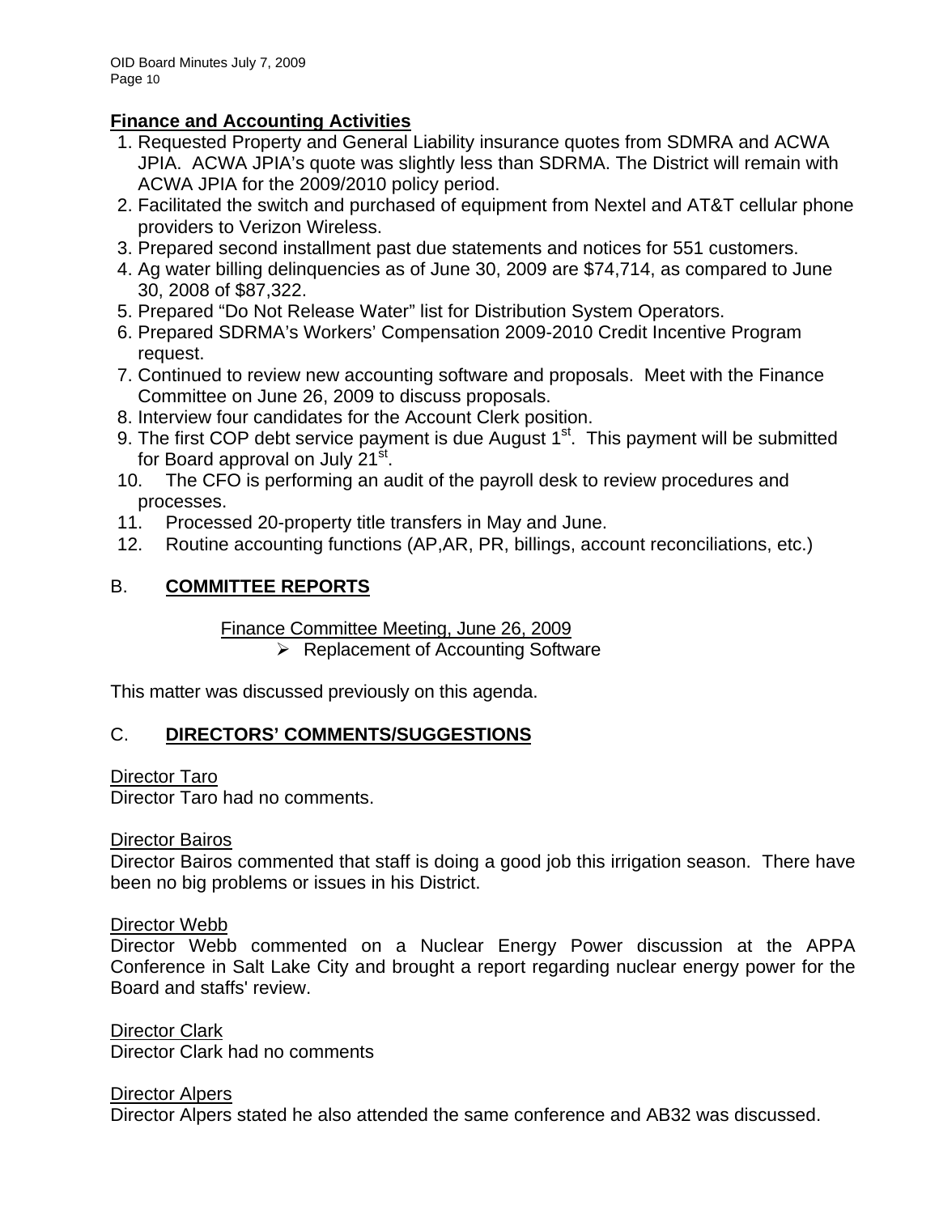**Finance and Accounting Activities**

1. Requested Property and General Liability insurance quotes from SDMRA and ACWA JPIA. ACWA JPIA's quote was slightly less than SDRMA. The District will remain with ACWA JPIA for the 2009/2010 policy period.
2. Facilitated the switch and purchased of equipment from Nextel and AT&T cellular phone providers to Verizon Wireless.
3. Prepared second installment past due statements and notices for 551 customers.
4. Ag water billing delinquencies as of June 30, 2009 are $74,714, as compared to June 30, 2008 of $87,322.
5. Prepared "Do Not Release Water" list for Distribution System Operators.
6. Prepared SDRMA's Workers' Compensation 2009-2010 Credit Incentive Program request.
7. Continued to review new accounting software and proposals. Meet with the Finance Committee on June 26, 2009 to discuss proposals.
8. Interview four candidates for the Account Clerk position.
9. The first COP debt service payment is due August 1st. This payment will be submitted for Board approval on July 21st.
10. The CFO is performing an audit of the payroll desk to review procedures and processes.
11. Processed 20-property title transfers in May and June.
12. Routine accounting functions (AP,AR, PR, billings, account reconciliations, etc.)

## B. **COMMITTEE REPORTS**

Finance Committee Meeting, June 26, 2009

- Replacement of Accounting Software

This matter was discussed previously on this agenda.

## C. **DIRECTORS' COMMENTS/SUGGESTIONS**

Director Taro

Director Taro had no comments.

Director Bairos

Director Bairos commented that staff is doing a good job this irrigation season. There have been no big problems or issues in his District.

Director Webb

Director Webb commented on a Nuclear Energy Power discussion at the APPA Conference in Salt Lake City and brought a report regarding nuclear energy power for the Board and staffs' review.

Director Clark

Director Clark had no comments

Director Alpers

Director Alpers stated he also attended the same conference and AB32 was discussed.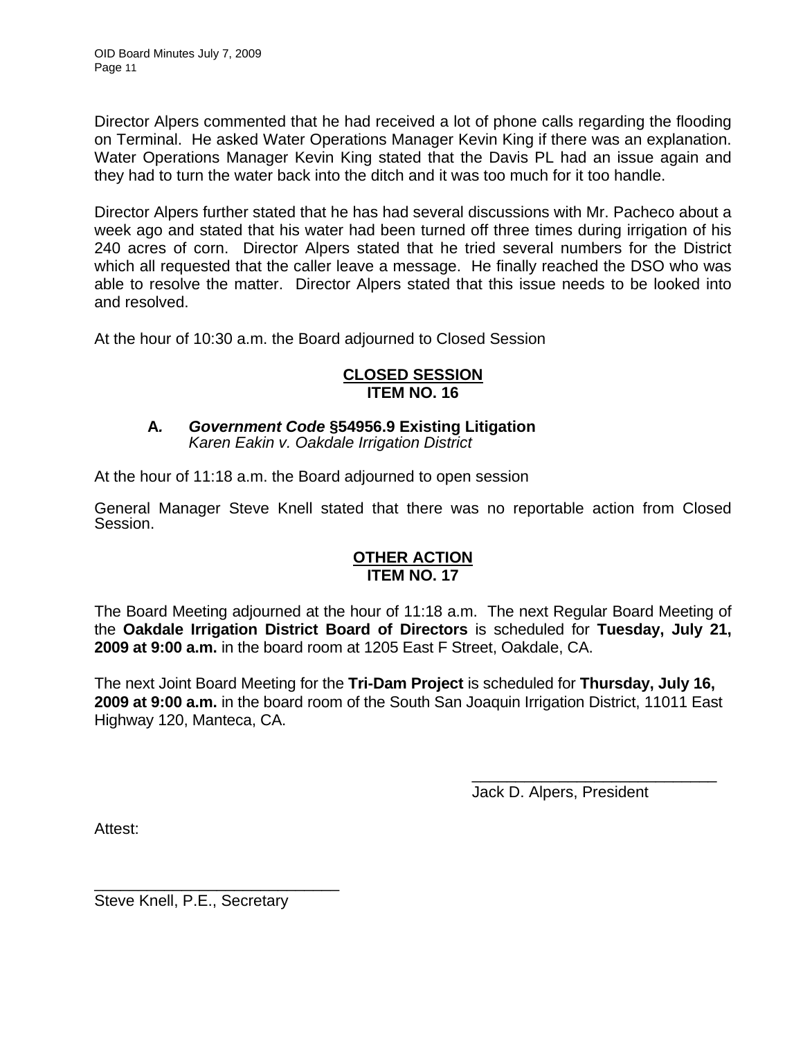Director Alpers commented that he had received a lot of phone calls regarding the flooding on Terminal. He asked Water Operations Manager Kevin King if there was an explanation. Water Operations Manager Kevin King stated that the Davis PL had an issue again and they had to turn the water back into the ditch and it was too much for it too handle.

Director Alpers further stated that he has had several discussions with Mr. Pacheco about a week ago and stated that his water had been turned off three times during irrigation of his 240 acres of corn. Director Alpers stated that he tried several numbers for the District which all requested that the caller leave a message. He finally reached the DSO who was able to resolve the matter. Director Alpers stated that this issue needs to be looked into and resolved.

At the hour of 10:30 a.m. the Board adjourned to Closed Session

## CLOSED SESSION
## ITEM NO. 16

**A.** ***Government Code*** **§54956.9 Existing Litigation**
*Karen Eakin v. Oakdale Irrigation District*

At the hour of 11:18 a.m. the Board adjourned to open session

General Manager Steve Knell stated that there was no reportable action from Closed Session.

## OTHER ACTION
## ITEM NO. 17

The Board Meeting adjourned at the hour of 11:18 a.m. The next Regular Board Meeting of the **Oakdale Irrigation District Board of Directors** is scheduled for **Tuesday, July 21, 2009 at 9:00 a.m.** in the board room at 1205 East F Street, Oakdale, CA.

The next Joint Board Meeting for the **Tri-Dam Project** is scheduled for **Thursday, July 16, 2009 at 9:00 a.m.** in the board room of the South San Joaquin Irrigation District, 11011 East Highway 120, Manteca, CA.

_____________________________
Jack D. Alpers, President

Attest:

_____________________________
Steve Knell, P.E., Secretary